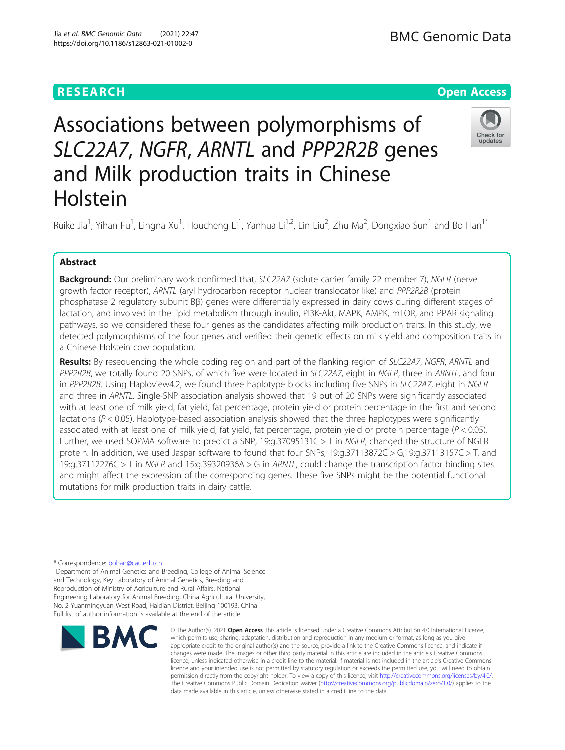RESEARCH

Open Access

# Associations between polymorphisms of *SLC22A7*, *NGFR*, *ARNTL* and *PPP2R2B* genes and Milk production traits in Chinese Holstein

Ruike Jia[1], Yihan Fu[1], Lingna Xu[1], Houcheng Li[1], Yanhua Li[1,2], Lin Liu[2], Zhu Ma[2], Dongxiao Sun[1] and Bo Han[1*]

## Abstract

**Background:** Our preliminary work confirmed that, *SLC22A7* (solute carrier family 22 member 7), *NGFR* (nerve growth factor receptor), *ARNTL* (aryl hydrocarbon receptor nuclear translocator like) and *PPP2R2B* (protein phosphatase 2 regulatory subunit Bβ) genes were differentially expressed in dairy cows during different stages of lactation, and involved in the lipid metabolism through insulin, PI3K-Akt, MAPK, AMPK, mTOR, and PPAR signaling pathways, so we considered these four genes as the candidates affecting milk production traits. In this study, we detected polymorphisms of the four genes and verified their genetic effects on milk yield and composition traits in a Chinese Holstein cow population.

**Results:** By resequencing the whole coding region and part of the flanking region of *SLC22A7*, *NGFR*, *ARNTL* and *PPP2R2B*, we totally found 20 SNPs, of which five were located in *SLC22A7*, eight in *NGFR*, three in *ARNTL*, and four in *PPP2R2B*. Using Haploview4.2, we found three haplotype blocks including five SNPs in *SLC22A7*, eight in *NGFR* and three in *ARNTL*. Single-SNP association analysis showed that 19 out of 20 SNPs were significantly associated with at least one of milk yield, fat yield, fat percentage, protein yield or protein percentage in the first and second lactations ($P < 0.05$). Haplotype-based association analysis showed that the three haplotypes were significantly associated with at least one of milk yield, fat yield, fat percentage, protein yield or protein percentage ($P < 0.05$). Further, we used SOPMA software to predict a SNP, 19:g.37095131C > T in *NGFR*, changed the structure of NGFR protein. In addition, we used Jaspar software to found that four SNPs, 19:g.37113872C > G,19:g.37113157C > T, and 19:g.37112276C > T in *NGFR* and 15:g.39320936A > G in *ARNTL*, could change the transcription factor binding sites and might affect the expression of the corresponding genes. These five SNPs might be the potential functional mutations for milk production traits in dairy cattle.

\* Correspondence: bohan@cau.edu.cn

[1]Department of Animal Genetics and Breeding, College of Animal Science and Technology, Key Laboratory of Animal Genetics, Breeding and Reproduction of Ministry of Agriculture and Rural Affairs, National Engineering Laboratory for Animal Breeding, China Agricultural University, No. 2 Yuanmingyuan West Road, Haidian District, Beijing 100193, China

Full list of author information is available at the end of the article

© The Author(s). 2021 **Open Access** This article is licensed under a Creative Commons Attribution 4.0 International License, which permits use, sharing, adaptation, distribution and reproduction in any medium or format, as long as you give appropriate credit to the original author(s) and the source, provide a link to the Creative Commons licence, and indicate if changes were made. The images or other third party material in this article are included in the article's Creative Commons licence, unless indicated otherwise in a credit line to the material. If material is not included in the article's Creative Commons licence and your intended use is not permitted by statutory regulation or exceeds the permitted use, you will need to obtain permission directly from the copyright holder. To view a copy of this licence, visit http://creativecommons.org/licenses/by/4.0/. The Creative Commons Public Domain Dedication waiver (http://creativecommons.org/publicdomain/zero/1.0/) applies to the data made available in this article, unless otherwise stated in a credit line to the data.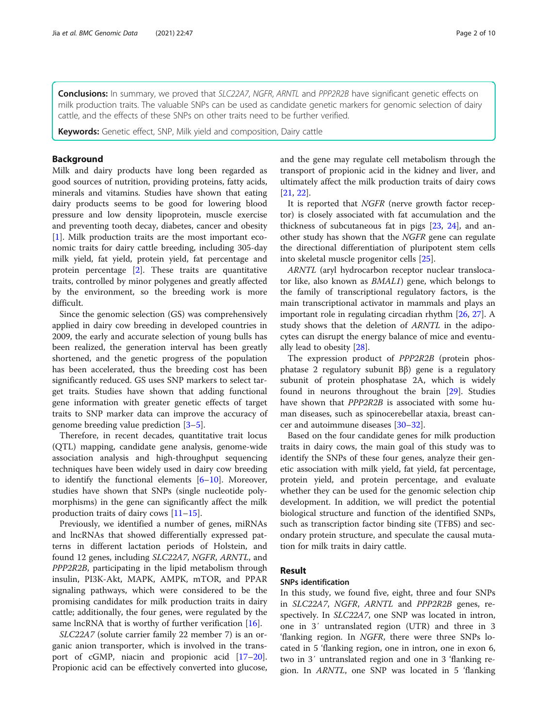**Conclusions:** In summary, we proved that *SLC22A7*, *NGFR*, *ARNTL* and *PPP2R2B* have significant genetic effects on milk production traits. The valuable SNPs can be used as candidate genetic markers for genomic selection of dairy cattle, and the effects of these SNPs on other traits need to be further verified.

**Keywords:** Genetic effect, SNP, Milk yield and composition, Dairy cattle

## Background

Milk and dairy products have long been regarded as good sources of nutrition, providing proteins, fatty acids, minerals and vitamins. Studies have shown that eating dairy products seems to be good for lowering blood pressure and low density lipoprotein, muscle exercise and preventing tooth decay, diabetes, cancer and obesity [1]. Milk production traits are the most important economic traits for dairy cattle breeding, including 305-day milk yield, fat yield, protein yield, fat percentage and protein percentage [2]. These traits are quantitative traits, controlled by minor polygenes and greatly affected by the environment, so the breeding work is more difficult.

Since the genomic selection (GS) was comprehensively applied in dairy cow breeding in developed countries in 2009, the early and accurate selection of young bulls has been realized, the generation interval has been greatly shortened, and the genetic progress of the population has been accelerated, thus the breeding cost has been significantly reduced. GS uses SNP markers to select target traits. Studies have shown that adding functional gene information with greater genetic effects of target traits to SNP marker data can improve the accuracy of genome breeding value prediction [3–5].

Therefore, in recent decades, quantitative trait locus (QTL) mapping, candidate gene analysis, genome-wide association analysis and high-throughput sequencing techniques have been widely used in dairy cow breeding to identify the functional elements [6–10]. Moreover, studies have shown that SNPs (single nucleotide polymorphisms) in the gene can significantly affect the milk production traits of dairy cows [11–15].

Previously, we identified a number of genes, miRNAs and lncRNAs that showed differentially expressed patterns in different lactation periods of Holstein, and found 12 genes, including *SLC22A7*, *NGFR*, *ARNTL*, and *PPP2R2B*, participating in the lipid metabolism through insulin, PI3K-Akt, MAPK, AMPK, mTOR, and PPAR signaling pathways, which were considered to be the promising candidates for milk production traits in dairy cattle; additionally, the four genes, were regulated by the same lncRNA that is worthy of further verification [16].

*SLC22A7* (solute carrier family 22 member 7) is an organic anion transporter, which is involved in the transport of cGMP, niacin and propionic acid [17–20]. Propionic acid can be effectively converted into glucose, and the gene may regulate cell metabolism through the transport of propionic acid in the kidney and liver, and ultimately affect the milk production traits of dairy cows [21, 22].

It is reported that *NGFR* (nerve growth factor receptor) is closely associated with fat accumulation and the thickness of subcutaneous fat in pigs [23, 24], and another study has shown that the *NGFR* gene can regulate the directional differentiation of pluripotent stem cells into skeletal muscle progenitor cells [25].

*ARNTL* (aryl hydrocarbon receptor nuclear translocator like, also known as *BMAL1*) gene, which belongs to the family of transcriptional regulatory factors, is the main transcriptional activator in mammals and plays an important role in regulating circadian rhythm [26, 27]. A study shows that the deletion of *ARNTL* in the adipocytes can disrupt the energy balance of mice and eventually lead to obesity [28].

The expression product of *PPP2R2B* (protein phosphatase 2 regulatory subunit Bβ) gene is a regulatory subunit of protein phosphatase 2A, which is widely found in neurons throughout the brain [29]. Studies have shown that *PPP2R2B* is associated with some human diseases, such as spinocerebellar ataxia, breast cancer and autoimmune diseases [30–32].

Based on the four candidate genes for milk production traits in dairy cows, the main goal of this study was to identify the SNPs of these four genes, analyze their genetic association with milk yield, fat yield, fat percentage, protein yield, and protein percentage, and evaluate whether they can be used for the genomic selection chip development. In addition, we will predict the potential biological structure and function of the identified SNPs, such as transcription factor binding site (TFBS) and secondary protein structure, and speculate the causal mutation for milk traits in dairy cattle.

## Result

### SNPs identification

In this study, we found five, eight, three and four SNPs in *SLC22A7*, *NGFR*, *ARNTL* and *PPP2R2B* genes, respectively. In *SLC22A7*, one SNP was located in intron, one in 3′ untranslated region (UTR) and three in 3 ‘flanking region. In *NGFR*, there were three SNPs located in 5 ‘flanking region, one in intron, one in exon 6, two in 3′ untranslated region and one in 3 ‘flanking region. In *ARNTL*, one SNP was located in 5 ‘flanking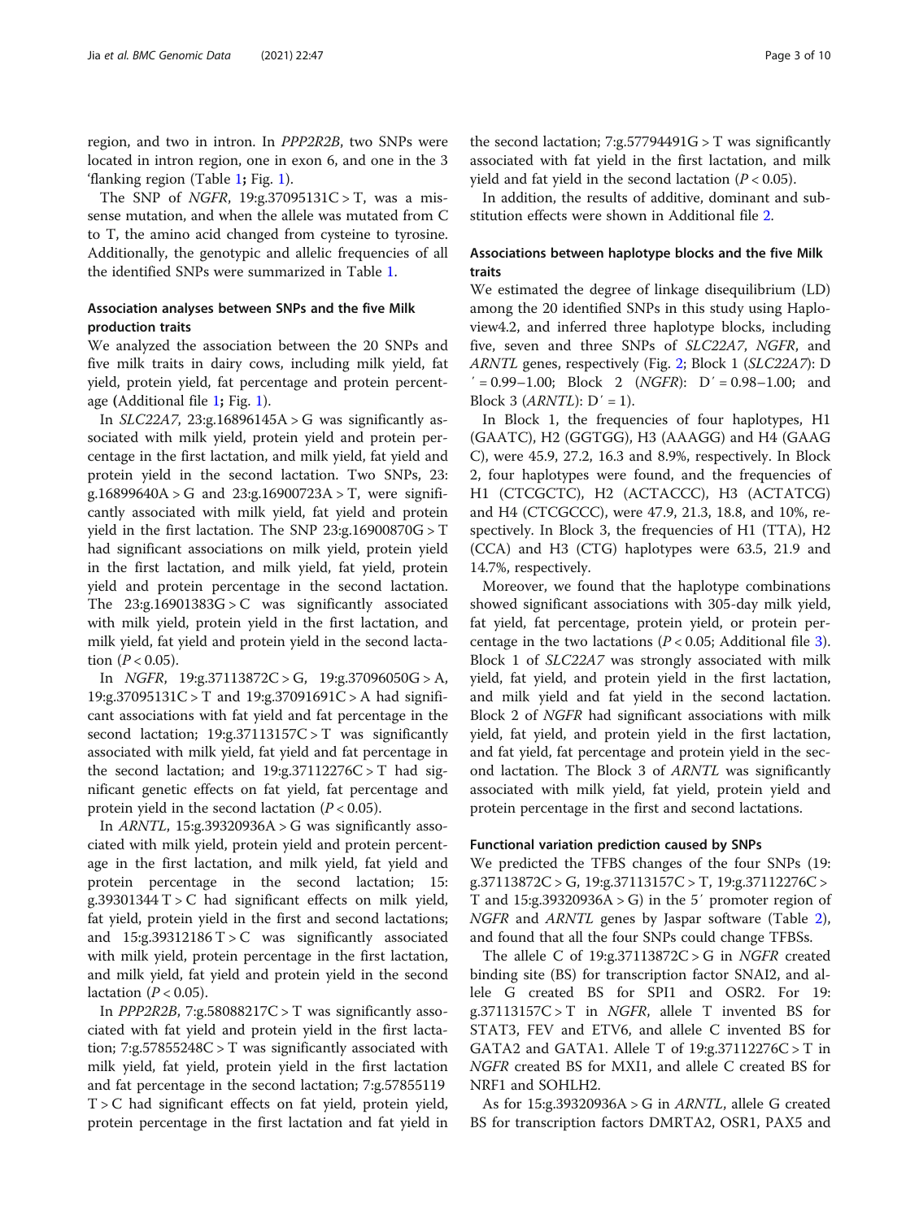region, and two in intron. In *PPP2R2B*, two SNPs were located in intron region, one in exon 6, and one in the 3 'flanking region (Table 1**;** Fig. 1).

The SNP of *NGFR*, 19:g.37095131C > T, was a missense mutation, and when the allele was mutated from C to T, the amino acid changed from cysteine to tyrosine. Additionally, the genotypic and allelic frequencies of all the identified SNPs were summarized in Table 1.

### Association analyses between SNPs and the five Milk production traits

We analyzed the association between the 20 SNPs and five milk traits in dairy cows, including milk yield, fat yield, protein yield, fat percentage and protein percentage (Additional file 1**;** Fig. 1).

In *SLC22A7*, 23:g.16896145A > G was significantly associated with milk yield, protein yield and protein percentage in the first lactation, and milk yield, fat yield and protein yield in the second lactation. Two SNPs, 23:g.16899640A > G and 23:g.16900723A > T, were significantly associated with milk yield, fat yield and protein yield in the first lactation. The SNP 23:g.16900870G > T had significant associations on milk yield, protein yield in the first lactation, and milk yield, fat yield, protein yield and protein percentage in the second lactation. The 23:g.16901383G > C was significantly associated with milk yield, protein yield in the first lactation, and milk yield, fat yield and protein yield in the second lactation ($P < 0.05$).

In *NGFR*, 19:g.37113872C > G, 19:g.37096050G > A, 19:g.37095131C > T and 19:g.37091691C > A had significant associations with fat yield and fat percentage in the second lactation; 19:g.37113157C > T was significantly associated with milk yield, fat yield and fat percentage in the second lactation; and 19:g.37112276C > T had significant genetic effects on fat yield, fat percentage and protein yield in the second lactation ($P < 0.05$).

In *ARNTL*, 15:g.39320936A > G was significantly associated with milk yield, protein yield and protein percentage in the first lactation, and milk yield, fat yield and protein percentage in the second lactation; 15:g.39301344 T > C had significant effects on milk yield, fat yield, protein yield in the first and second lactations; and 15:g.39312186 T > C was significantly associated with milk yield, protein percentage in the first lactation, and milk yield, fat yield and protein yield in the second lactation ($P < 0.05$).

In *PPP2R2B*, 7:g.58088217C > T was significantly associated with fat yield and protein yield in the first lactation; 7:g.57855248C > T was significantly associated with milk yield, fat yield, protein yield in the first lactation and fat percentage in the second lactation; 7:g.57855119 T > C had significant effects on fat yield, protein yield, protein percentage in the first lactation and fat yield in the second lactation; 7:g.57794491G > T was significantly associated with fat yield in the first lactation, and milk yield and fat yield in the second lactation ($P < 0.05$).

In addition, the results of additive, dominant and substitution effects were shown in Additional file 2.

### Associations between haplotype blocks and the five Milk traits

We estimated the degree of linkage disequilibrium (LD) among the 20 identified SNPs in this study using Haploview4.2, and inferred three haplotype blocks, including five, seven and three SNPs of *SLC22A7*, *NGFR*, and *ARNTL* genes, respectively (Fig. 2; Block 1 (*SLC22A7*): $D' = 0.99–1.00$; Block 2 (*NGFR*): $D' = 0.98–1.00$; and Block 3 (*ARNTL*): $D' = 1$).

In Block 1, the frequencies of four haplotypes, H1 (GAATC), H2 (GGTGG), H3 (AAAGG) and H4 (GAAG C), were 45.9, 27.2, 16.3 and 8.9%, respectively. In Block 2, four haplotypes were found, and the frequencies of H1 (CTCGCTC), H2 (ACTACCC), H3 (ACTATCG) and H4 (CTCGCCC), were 47.9, 21.3, 18.8, and 10%, respectively. In Block 3, the frequencies of H1 (TTA), H2 (CCA) and H3 (CTG) haplotypes were 63.5, 21.9 and 14.7%, respectively.

Moreover, we found that the haplotype combinations showed significant associations with 305-day milk yield, fat yield, fat percentage, protein yield, or protein percentage in the two lactations ($P < 0.05$; Additional file 3). Block 1 of *SLC22A7* was strongly associated with milk yield, fat yield, and protein yield in the first lactation, and milk yield and fat yield in the second lactation. Block 2 of *NGFR* had significant associations with milk yield, fat yield, and protein yield in the first lactation, and fat yield, fat percentage and protein yield in the second lactation. The Block 3 of *ARNTL* was significantly associated with milk yield, fat yield, protein yield and protein percentage in the first and second lactations.

### Functional variation prediction caused by SNPs

We predicted the TFBS changes of the four SNPs (19:g.37113872C > G, 19:g.37113157C > T, 19:g.37112276C > T and 15:g.39320936A > G) in the 5′ promoter region of *NGFR* and *ARNTL* genes by Jaspar software (Table 2), and found that all the four SNPs could change TFBSs.

The allele C of 19:g.37113872C > G in *NGFR* created binding site (BS) for transcription factor SNAI2, and allele G created BS for SPI1 and OSR2. For 19:g.37113157C > T in *NGFR*, allele T invented BS for STAT3, FEV and ETV6, and allele C invented BS for GATA2 and GATA1. Allele T of 19:g.37112276C > T in *NGFR* created BS for MXI1, and allele C created BS for NRF1 and SOHLH2.

As for 15:g.39320936A > G in *ARNTL*, allele G created BS for transcription factors DMRTA2, OSR1, PAX5 and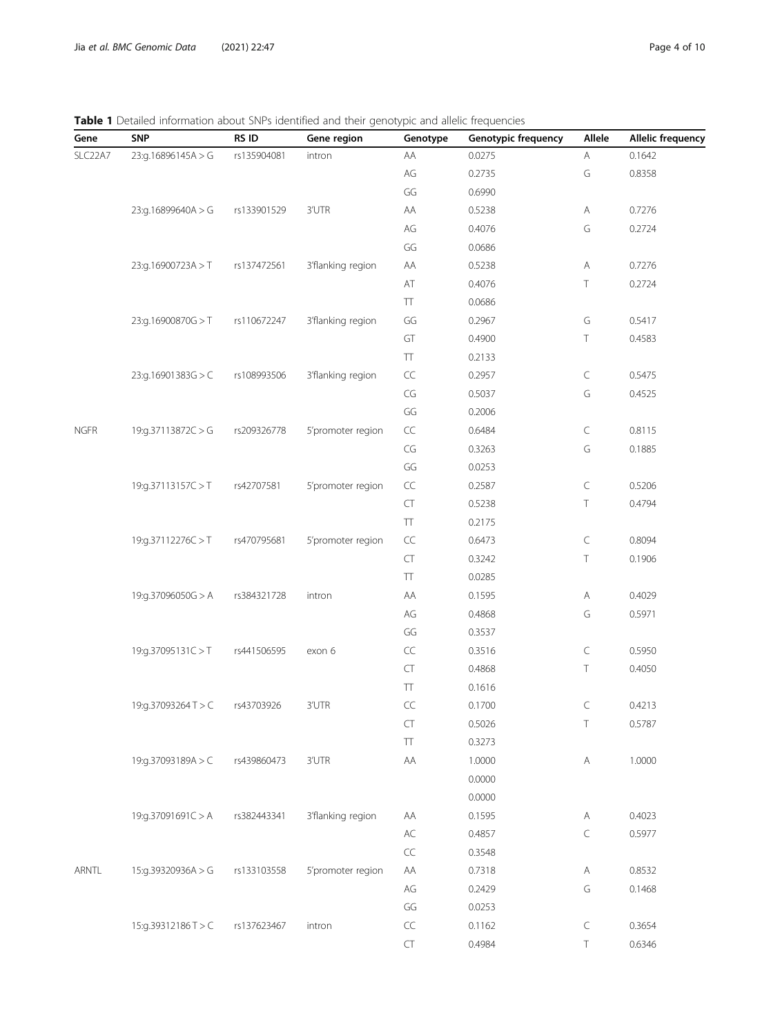**Table 1** Detailed information about SNPs identified and their genotypic and allelic frequencies

| Gene | SNP | RS ID | Gene region | Genotype | Genotypic frequency | Allele | Allelic frequency |
|---|---|---|---|---|---|---|---|
| SLC22A7 | 23:g.16896145A > G | rs135904081 | intron | AA | 0.0275 | A | 0.1642 |
| | | | | AG | 0.2735 | G | 0.8358 |
| | | | | GG | 0.6990 | | |
| | 23:g.16899640A > G | rs133901529 | 3'UTR | AA | 0.5238 | A | 0.7276 |
| | | | | AG | 0.4076 | G | 0.2724 |
| | | | | GG | 0.0686 | | |
| | 23:g.16900723A > T | rs137472561 | 3'flanking region | AA | 0.5238 | A | 0.7276 |
| | | | | AT | 0.4076 | T | 0.2724 |
| | | | | TT | 0.0686 | | |
| | 23:g.16900870G > T | rs110672247 | 3'flanking region | GG | 0.2967 | G | 0.5417 |
| | | | | GT | 0.4900 | T | 0.4583 |
| | | | | TT | 0.2133 | | |
| | 23:g.16901383G > C | rs108993506 | 3'flanking region | CC | 0.2957 | C | 0.5475 |
| | | | | CG | 0.5037 | G | 0.4525 |
| | | | | GG | 0.2006 | | |
| NGFR | 19:g.37113872C > G | rs209326778 | 5'promoter region | CC | 0.6484 | C | 0.8115 |
| | | | | CG | 0.3263 | G | 0.1885 |
| | | | | GG | 0.0253 | | |
| | 19:g.37113157C > T | rs42707581 | 5'promoter region | CC | 0.2587 | C | 0.5206 |
| | | | | CT | 0.5238 | T | 0.4794 |
| | | | | TT | 0.2175 | | |
| | 19:g.37112276C > T | rs470795681 | 5'promoter region | CC | 0.6473 | C | 0.8094 |
| | | | | CT | 0.3242 | T | 0.1906 |
| | | | | TT | 0.0285 | | |
| | 19:g.37096050G > A | rs384321728 | intron | AA | 0.1595 | A | 0.4029 |
| | | | | AG | 0.4868 | G | 0.5971 |
| | | | | GG | 0.3537 | | |
| | 19:g.37095131C > T | rs441506595 | exon 6 | CC | 0.3516 | C | 0.5950 |
| | | | | CT | 0.4868 | T | 0.4050 |
| | | | | TT | 0.1616 | | |
| | 19:g.37093264 T > C | rs43703926 | 3'UTR | CC | 0.1700 | C | 0.4213 |
| | | | | CT | 0.5026 | T | 0.5787 |
| | | | | TT | 0.3273 | | |
| | 19:g.37093189A > C | rs439860473 | 3'UTR | AA | 1.0000 | A | 1.0000 |
| | | | | | 0.0000 | | |
| | | | | | 0.0000 | | |
| | 19:g.37091691C > A | rs382443341 | 3'flanking region | AA | 0.1595 | A | 0.4023 |
| | | | | AC | 0.4857 | C | 0.5977 |
| | | | | CC | 0.3548 | | |
| ARNTL | 15:g.39320936A > G | rs133103558 | 5'promoter region | AA | 0.7318 | A | 0.8532 |
| | | | | AG | 0.2429 | G | 0.1468 |
| | | | | GG | 0.0253 | | |
| | 15:g.39312186 T > C | rs137623467 | intron | CC | 0.1162 | C | 0.3654 |
| | | | | CT | 0.4984 | T | 0.6346 |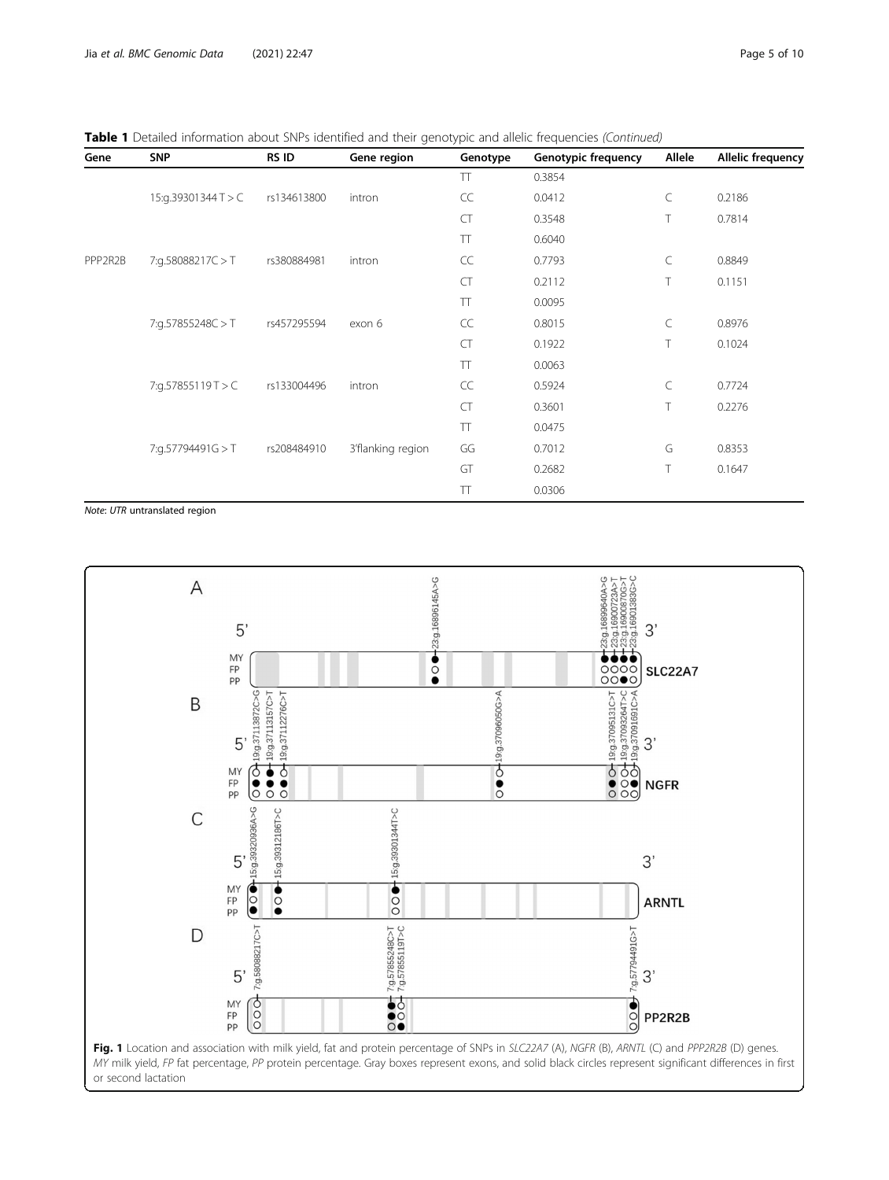**Table 1** Detailed information about SNPs identified and their genotypic and allelic frequencies *(Continued)*

| Gene | SNP | RS ID | Gene region | Genotype | Genotypic frequency | Allele | Allelic frequency |
|---|---|---|---|---|---|---|---|
| | | | | TT | 0.3854 | | |
| | 15:g.39301344 T > C | rs134613800 | intron | CC | 0.0412 | C | 0.2186 |
| | | | | CT | 0.3548 | T | 0.7814 |
| | | | | TT | 0.6040 | | |
| PPP2R2B | 7:g.58088217C > T | rs380884981 | intron | CC | 0.7793 | C | 0.8849 |
| | | | | CT | 0.2112 | T | 0.1151 |
| | | | | TT | 0.0095 | | |
| | 7:g.57855248C > T | rs457295594 | exon 6 | CC | 0.8015 | C | 0.8976 |
| | | | | CT | 0.1922 | T | 0.1024 |
| | | | | TT | 0.0063 | | |
| | 7:g.57855119 T > C | rs133004496 | intron | CC | 0.5924 | C | 0.7724 |
| | | | | CT | 0.3601 | T | 0.2276 |
| | | | | TT | 0.0475 | | |
| | 7:g.57794491G > T | rs208484910 | 3'flanking region | GG | 0.7012 | G | 0.8353 |
| | | | | GT | 0.2682 | T | 0.1647 |
| | | | | TT | 0.0306 | | |

*Note*: *UTR* untranslated region

A
5'
3'
23:g.16896145A>G
23:g.16899640A>G
23:g.16900723A>T
23:g.16900870G>T
23:g.16901383G>C
MY
FP
PP
SLC22A7

B
5'
3'
19:g.37113872C>G
19:g.37113157C>T
19:g.37112276C>T
19:g.37096050G>A
19:g.37095131C>T
19:g.37093264T>C
19:g.37091691C>A
MY
FP
PP
NGFR

C
5'
3'
15:g.39320936A>G
15:g.39312186T>C
15:g.39301344T>C
MY
FP
PP
ARNTL

D
5'
3'
7:g.58088217C>T
7:g.57855248C>T
7:g.57855119T>C
7:g.57794491G>T
MY
FP
PP
PP2R2B

**Fig. 1** Location and association with milk yield, fat and protein percentage of SNPs in *SLC22A7* (A), *NGFR* (B), *ARNTL* (C) and *PPP2R2B* (D) genes. *MY* milk yield, *FP* fat percentage, *PP* protein percentage. Gray boxes represent exons, and solid black circles represent significant differences in first or second lactation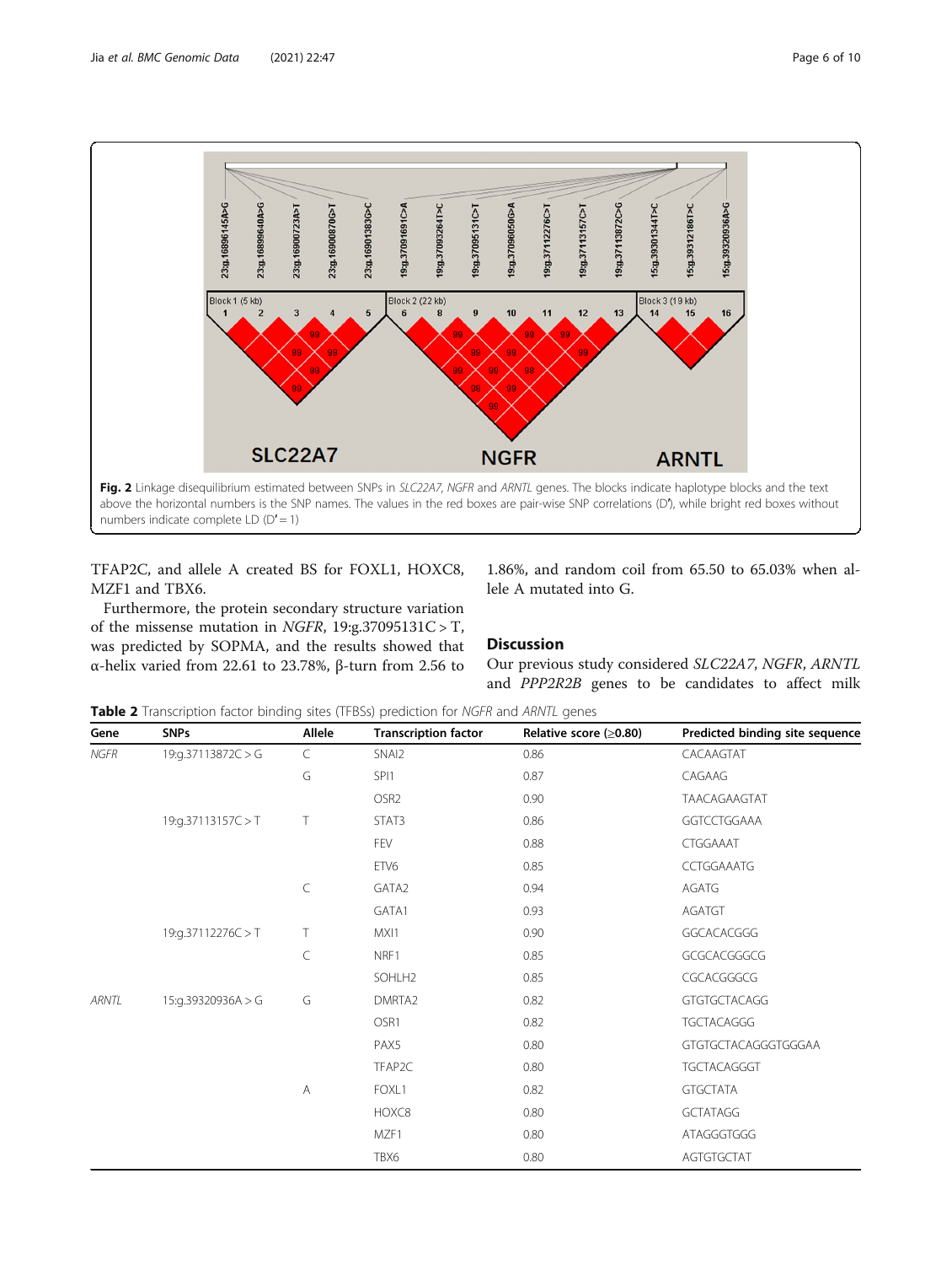23:g.16896145A>G
23:g.16899640A>G
23:g.16900723A>T
23:g.16900870G>T
23:g.16901383G>C
19:g.37091691C>A
19:g.37093264T>C
19:g.37095131C>T
19:g.37096050G>A
19:g.37112276C>T
19:g.37113157C>T
19:g.37113872C>G
15:g.39301344T>C
15:g.39312186T>C
15:g.39320936A>G

Block 1 (5 kb)
Block 2 (22 kb)
Block 3 (19 kb)

1 2 3 4 5 6 8 9 10 11 12 13 14 15 16

99 99 99 99 99

99 99 99 99 99 99 99 99 99 99 99 99

SLC22A7
NGFR
ARNTL

**Fig. 2** Linkage disequilibrium estimated between SNPs in *SLC22A7*, *NGFR* and *ARNTL* genes. The blocks indicate haplotype blocks and the text above the horizontal numbers is the SNP names. The values in the red boxes are pair-wise SNP correlations (D′), while bright red boxes without numbers indicate complete LD (D′ = 1)

TFAP2C, and allele A created BS for FOXL1, HOXC8, MZF1 and TBX6.

Furthermore, the protein secondary structure variation of the missense mutation in *NGFR*, 19:g.37095131C > T, was predicted by SOPMA, and the results showed that α-helix varied from 22.61 to 23.78%, β-turn from 2.56 to 1.86%, and random coil from 65.50 to 65.03% when allele A mutated into G.

## Discussion

Our previous study considered *SLC22A7*, *NGFR*, *ARNTL* and *PPP2R2B* genes to be candidates to affect milk

**Table 2** Transcription factor binding sites (TFBSs) prediction for *NGFR* and *ARNTL* genes

| Gene | SNPs | Allele | Transcription factor | Relative score (≥0.80) | Predicted binding site sequence |
|---|---|---|---|---|---|
| *NGFR* | 19:g.37113872C > G | C | SNAI2 | 0.86 | CACAAGTAT |
| | | G | SPI1 | 0.87 | CAGAAG |
| | | | OSR2 | 0.90 | TAACAGAAGTAT |
| | 19:g.37113157C > T | T | STAT3 | 0.86 | GGTCCTGGAAA |
| | | | FEV | 0.88 | CTGGAAAT |
| | | | ETV6 | 0.85 | CCTGGAAATG |
| | | C | GATA2 | 0.94 | AGATG |
| | | | GATA1 | 0.93 | AGATGT |
| | 19:g.37112276C > T | T | MXI1 | 0.90 | GGCACACGGG |
| | | C | NRF1 | 0.85 | GCGCACGGGCG |
| | | | SOHLH2 | 0.85 | CGCACGGGCG |
| *ARNTL* | 15:g.39320936A > G | G | DMRTA2 | 0.82 | GTGTGCTACAGG |
| | | | OSR1 | 0.82 | TGCTACAGGG |
| | | | PAX5 | 0.80 | GTGTGCTACAGGGTGGGAA |
| | | | TFAP2C | 0.80 | TGCTACAGGGT |
| | | A | FOXL1 | 0.82 | GTGCTATA |
| | | | HOXC8 | 0.80 | GCTATAGG |
| | | | MZF1 | 0.80 | ATAGGGTGGG |
| | | | TBX6 | 0.80 | AGTGTGCTAT |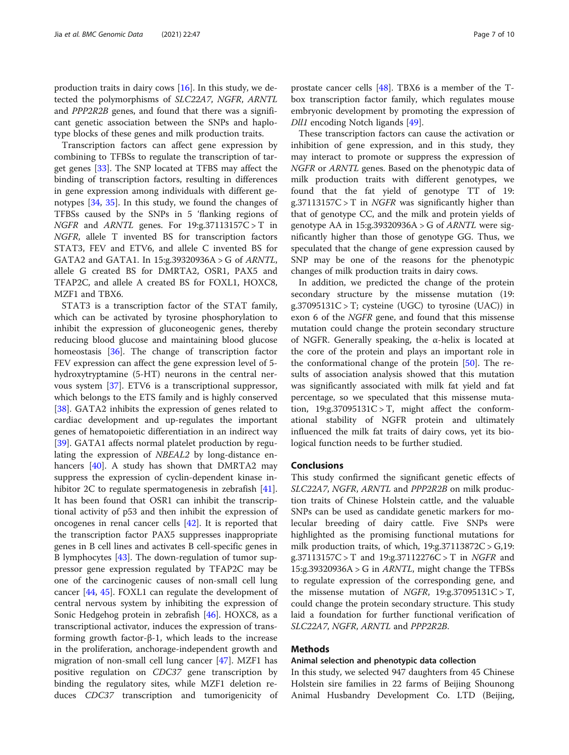production traits in dairy cows [16]. In this study, we detected the polymorphisms of *SLC22A7*, *NGFR*, *ARNTL* and *PPP2R2B* genes, and found that there was a significant genetic association between the SNPs and haplotype blocks of these genes and milk production traits.

Transcription factors can affect gene expression by combining to TFBSs to regulate the transcription of target genes [33]. The SNP located at TFBS may affect the binding of transcription factors, resulting in differences in gene expression among individuals with different genotypes [34, 35]. In this study, we found the changes of TFBSs caused by the SNPs in 5 'flanking regions of *NGFR* and *ARNTL* genes. For 19:g.37113157C > T in *NGFR*, allele T invented BS for transcription factors STAT3, FEV and ETV6, and allele C invented BS for GATA2 and GATA1. In 15:g.39320936A > G of *ARNTL*, allele G created BS for DMRTA2, OSR1, PAX5 and TFAP2C, and allele A created BS for FOXL1, HOXC8, MZF1 and TBX6.

STAT3 is a transcription factor of the STAT family, which can be activated by tyrosine phosphorylation to inhibit the expression of gluconeogenic genes, thereby reducing blood glucose and maintaining blood glucose homeostasis [36]. The change of transcription factor FEV expression can affect the gene expression level of 5-hydroxytryptamine (5-HT) neurons in the central nervous system [37]. ETV6 is a transcriptional suppressor, which belongs to the ETS family and is highly conserved [38]. GATA2 inhibits the expression of genes related to cardiac development and up-regulates the important genes of hematopoietic differentiation in an indirect way [39]. GATA1 affects normal platelet production by regulating the expression of *NBEAL2* by long-distance enhancers [40]. A study has shown that DMRTA2 may suppress the expression of cyclin-dependent kinase inhibitor 2C to regulate spermatogenesis in zebrafish [41]. It has been found that OSR1 can inhibit the transcriptional activity of p53 and then inhibit the expression of oncogenes in renal cancer cells [42]. It is reported that the transcription factor PAX5 suppresses inappropriate genes in B cell lines and activates B cell-specific genes in B lymphocytes [43]. The down-regulation of tumor suppressor gene expression regulated by TFAP2C may be one of the carcinogenic causes of non-small cell lung cancer [44, 45]. FOXL1 can regulate the development of central nervous system by inhibiting the expression of Sonic Hedgehog protein in zebrafish [46]. HOXC8, as a transcriptional activator, induces the expression of transforming growth factor-β-1, which leads to the increase in the proliferation, anchorage-independent growth and migration of non-small cell lung cancer [47]. MZF1 has positive regulation on *CDC37* gene transcription by binding the regulatory sites, while MZF1 deletion reduces *CDC37* transcription and tumorigenicity of prostate cancer cells [48]. TBX6 is a member of the T-box transcription factor family, which regulates mouse embryonic development by promoting the expression of *Dll1* encoding Notch ligands [49].

These transcription factors can cause the activation or inhibition of gene expression, and in this study, they may interact to promote or suppress the expression of *NGFR* or *ARNTL* genes. Based on the phenotypic data of milk production traits with different genotypes, we found that the fat yield of genotype TT of 19: g.37113157C > T in *NGFR* was significantly higher than that of genotype CC, and the milk and protein yields of genotype AA in 15:g.39320936A > G of *ARNTL* were significantly higher than those of genotype GG. Thus, we speculated that the change of gene expression caused by SNP may be one of the reasons for the phenotypic changes of milk production traits in dairy cows.

In addition, we predicted the change of the protein secondary structure by the missense mutation (19: g.37095131C > T; cysteine (UGC) to tyrosine (UAC)) in exon 6 of the *NGFR* gene, and found that this missense mutation could change the protein secondary structure of NGFR. Generally speaking, the α-helix is located at the core of the protein and plays an important role in the conformational change of the protein [50]. The results of association analysis showed that this mutation was significantly associated with milk fat yield and fat percentage, so we speculated that this missense mutation, 19:g.37095131C > T, might affect the conformational stability of NGFR protein and ultimately influenced the milk fat traits of dairy cows, yet its biological function needs to be further studied.

## Conclusions

This study confirmed the significant genetic effects of *SLC22A7*, *NGFR*, *ARNTL* and *PPP2R2B* on milk production traits of Chinese Holstein cattle, and the valuable SNPs can be used as candidate genetic markers for molecular breeding of dairy cattle. Five SNPs were highlighted as the promising functional mutations for milk production traits, of which, 19:g.37113872C > G,19: g.37113157C > T and 19:g.37112276C > T in *NGFR* and 15:g.39320936A > G in *ARNTL*, might change the TFBSs to regulate expression of the corresponding gene, and the missense mutation of *NGFR*, 19:g.37095131C > T, could change the protein secondary structure. This study laid a foundation for further functional verification of *SLC22A7*, *NGFR*, *ARNTL* and *PPP2R2B*.

## Methods

### Animal selection and phenotypic data collection

In this study, we selected 947 daughters from 45 Chinese Holstein sire families in 22 farms of Beijing Shounong Animal Husbandry Development Co. LTD (Beijing,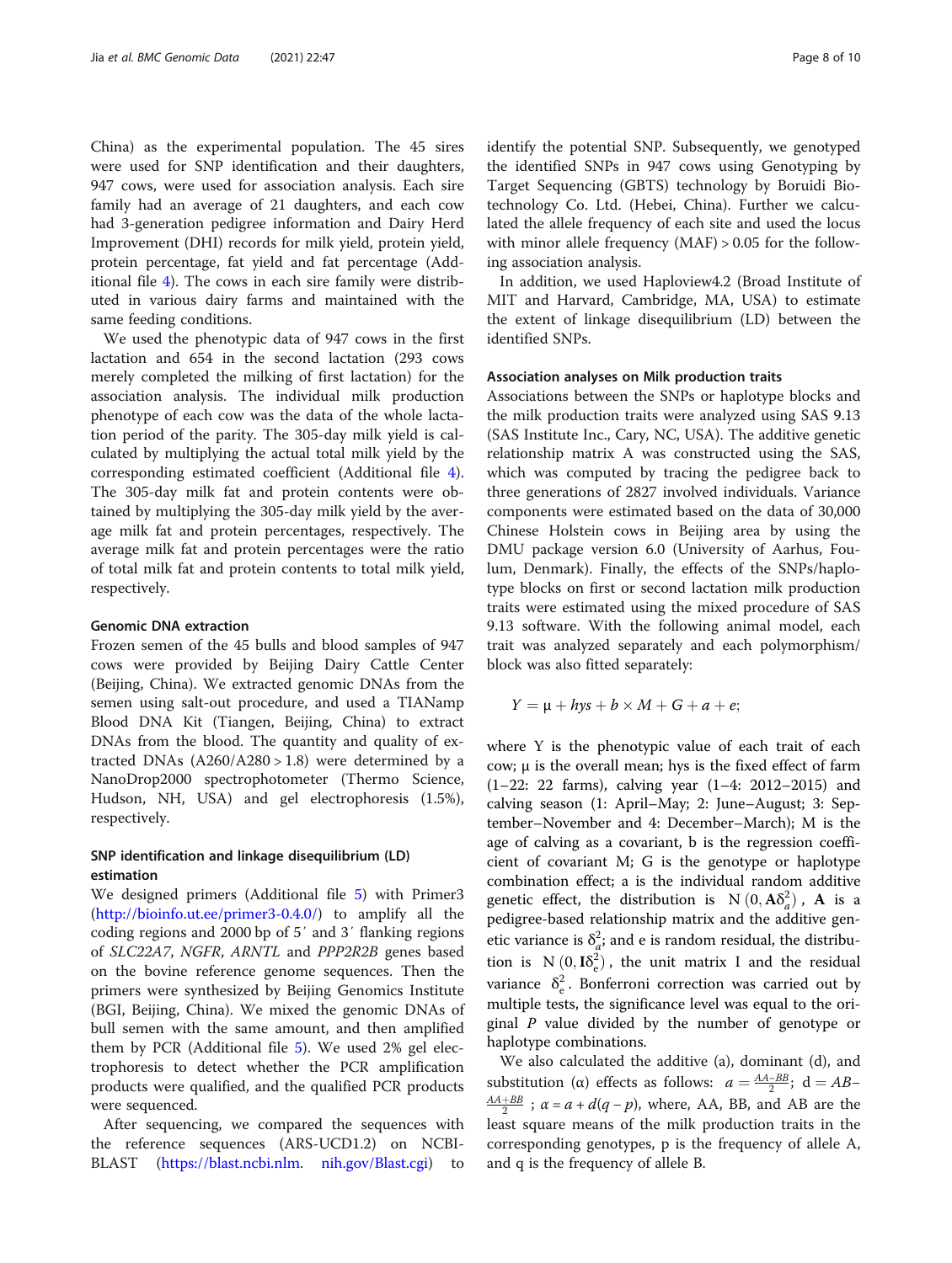China) as the experimental population. The 45 sires were used for SNP identification and their daughters, 947 cows, were used for association analysis. Each sire family had an average of 21 daughters, and each cow had 3-generation pedigree information and Dairy Herd Improvement (DHI) records for milk yield, protein yield, protein percentage, fat yield and fat percentage (Additional file 4). The cows in each sire family were distributed in various dairy farms and maintained with the same feeding conditions.

We used the phenotypic data of 947 cows in the first lactation and 654 in the second lactation (293 cows merely completed the milking of first lactation) for the association analysis. The individual milk production phenotype of each cow was the data of the whole lactation period of the parity. The 305-day milk yield is calculated by multiplying the actual total milk yield by the corresponding estimated coefficient (Additional file 4). The 305-day milk fat and protein contents were obtained by multiplying the 305-day milk yield by the average milk fat and protein percentages, respectively. The average milk fat and protein percentages were the ratio of total milk fat and protein contents to total milk yield, respectively.

### Genomic DNA extraction

Frozen semen of the 45 bulls and blood samples of 947 cows were provided by Beijing Dairy Cattle Center (Beijing, China). We extracted genomic DNAs from the semen using salt-out procedure, and used a TIANamp Blood DNA Kit (Tiangen, Beijing, China) to extract DNAs from the blood. The quantity and quality of extracted DNAs (A260/A280 > 1.8) were determined by a NanoDrop2000 spectrophotometer (Thermo Science, Hudson, NH, USA) and gel electrophoresis (1.5%), respectively.

### SNP identification and linkage disequilibrium (LD) estimation

We designed primers (Additional file 5) with Primer3 (http://bioinfo.ut.ee/primer3-0.4.0/) to amplify all the coding regions and 2000 bp of 5′ and 3′ flanking regions of *SLC22A7*, *NGFR*, *ARNTL* and *PPP2R2B* genes based on the bovine reference genome sequences. Then the primers were synthesized by Beijing Genomics Institute (BGI, Beijing, China). We mixed the genomic DNAs of bull semen with the same amount, and then amplified them by PCR (Additional file 5). We used 2% gel electrophoresis to detect whether the PCR amplification products were qualified, and the qualified PCR products were sequenced.

After sequencing, we compared the sequences with the reference sequences (ARS-UCD1.2) on NCBI-BLAST (https://blast.ncbi.nlm.nih.gov/Blast.cgi) to identify the potential SNP. Subsequently, we genotyped the identified SNPs in 947 cows using Genotyping by Target Sequencing (GBTS) technology by Boruidi Biotechnology Co. Ltd. (Hebei, China). Further we calculated the allele frequency of each site and used the locus with minor allele frequency (MAF) > 0.05 for the following association analysis.

In addition, we used Haploview4.2 (Broad Institute of MIT and Harvard, Cambridge, MA, USA) to estimate the extent of linkage disequilibrium (LD) between the identified SNPs.

### Association analyses on Milk production traits

Associations between the SNPs or haplotype blocks and the milk production traits were analyzed using SAS 9.13 (SAS Institute Inc., Cary, NC, USA). The additive genetic relationship matrix A was constructed using the SAS, which was computed by tracing the pedigree back to three generations of 2827 involved individuals. Variance components were estimated based on the data of 30,000 Chinese Holstein cows in Beijing area by using the DMU package version 6.0 (University of Aarhus, Foulum, Denmark). Finally, the effects of the SNPs/haplotype blocks on first or second lactation milk production traits were estimated using the mixed procedure of SAS 9.13 software. With the following animal model, each trait was analyzed separately and each polymorphism/block was also fitted separately:

$$Y = \mu + hys + b \times M + G + a + e;$$

where Y is the phenotypic value of each trait of each cow; μ is the overall mean; hys is the fixed effect of farm (1–22: 22 farms), calving year (1–4: 2012–2015) and calving season (1: April–May; 2: June–August; 3: September–November and 4: December–March); M is the age of calving as a covariant, b is the regression coefficient of covariant M; G is the genotype or haplotype combination effect; a is the individual random additive genetic effect, the distribution is $N(0, \mathbf{A}\delta_a^2)$, **A** is a pedigree-based relationship matrix and the additive genetic variance is $\delta_a^2$; and e is random residual, the distribution is $N(0, \mathbf{I}\delta_e^2)$, the unit matrix I and the residual variance $\delta_e^2$. Bonferroni correction was carried out by multiple tests, the significance level was equal to the original *P* value divided by the number of genotype or haplotype combinations.

We also calculated the additive (a), dominant (d), and substitution (α) effects as follows: $a = \frac{AA-BB}{2}$; $d = AB - \frac{AA+BB}{2}$; $\alpha = a + d(q-p)$, where, AA, BB, and AB are the least square means of the milk production traits in the corresponding genotypes, p is the frequency of allele A, and q is the frequency of allele B.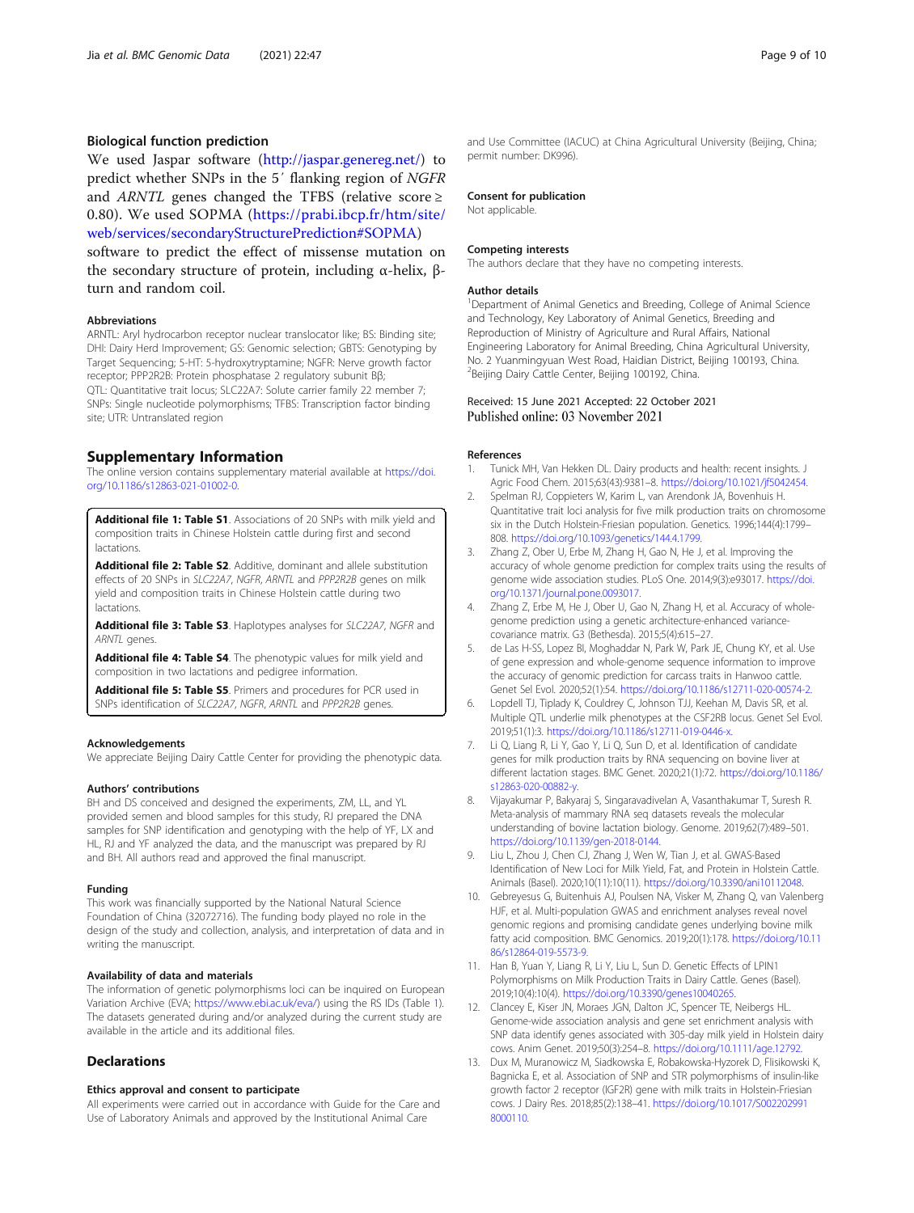### Biological function prediction

We used Jaspar software (http://jaspar.genereg.net/) to predict whether SNPs in the 5′ flanking region of *NGFR* and *ARNTL* genes changed the TFBS (relative score ≥ 0.80). We used SOPMA (https://prabi.ibcp.fr/htm/site/web/services/secondaryStructurePrediction#SOPMA) software to predict the effect of missense mutation on the secondary structure of protein, including α-helix, β-turn and random coil.

#### Abbreviations

ARNTL: Aryl hydrocarbon receptor nuclear translocator like; BS: Binding site; DHI: Dairy Herd Improvement; GS: Genomic selection; GBTS: Genotyping by Target Sequencing; 5-HT: 5-hydroxytryptamine; NGFR: Nerve growth factor receptor; PPP2R2B: Protein phosphatase 2 regulatory subunit Bβ; QTL: Quantitative trait locus; SLC22A7: Solute carrier family 22 member 7; SNPs: Single nucleotide polymorphisms; TFBS: Transcription factor binding site; UTR: Untranslated region

## Supplementary Information

The online version contains supplementary material available at https://doi.org/10.1186/s12863-021-01002-0.

**Additional file 1: Table S1**. Associations of 20 SNPs with milk yield and composition traits in Chinese Holstein cattle during first and second lactations.

**Additional file 2: Table S2**. Additive, dominant and allele substitution effects of 20 SNPs in *SLC22A7*, *NGFR*, *ARNTL* and *PPP2R2B* genes on milk yield and composition traits in Chinese Holstein cattle during two lactations.

**Additional file 3: Table S3**. Haplotypes analyses for *SLC22A7*, *NGFR* and *ARNTL* genes.

**Additional file 4: Table S4**. The phenotypic values for milk yield and composition in two lactations and pedigree information.

**Additional file 5: Table S5**. Primers and procedures for PCR used in SNPs identification of *SLC22A7*, *NGFR*, *ARNTL* and *PPP2R2B* genes.

#### Acknowledgements

We appreciate Beijing Dairy Cattle Center for providing the phenotypic data.

#### Authors' contributions

BH and DS conceived and designed the experiments, ZM, LL, and YL provided semen and blood samples for this study, RJ prepared the DNA samples for SNP identification and genotyping with the help of YF, LX and HL, RJ and YF analyzed the data, and the manuscript was prepared by RJ and BH. All authors read and approved the final manuscript.

#### Funding

This work was financially supported by the National Natural Science Foundation of China (32072716). The funding body played no role in the design of the study and collection, analysis, and interpretation of data and in writing the manuscript.

#### Availability of data and materials

The information of genetic polymorphisms loci can be inquired on European Variation Archive (EVA; https://www.ebi.ac.uk/eva/) using the RS IDs (Table 1). The datasets generated during and/or analyzed during the current study are available in the article and its additional files.

## Declarations

#### Ethics approval and consent to participate

All experiments were carried out in accordance with Guide for the Care and Use of Laboratory Animals and approved by the Institutional Animal Care and Use Committee (IACUC) at China Agricultural University (Beijing, China; permit number: DK996).

#### Consent for publication

Not applicable.

#### Competing interests

The authors declare that they have no competing interests.

#### Author details

[1]Department of Animal Genetics and Breeding, College of Animal Science and Technology, Key Laboratory of Animal Genetics, Breeding and Reproduction of Ministry of Agriculture and Rural Affairs, National Engineering Laboratory for Animal Breeding, China Agricultural University, No. 2 Yuanmingyuan West Road, Haidian District, Beijing 100193, China. [2]Beijing Dairy Cattle Center, Beijing 100192, China.

Received: 15 June 2021 Accepted: 22 October 2021
Published online: 03 November 2021

#### References

1. Tunick MH, Van Hekken DL. Dairy products and health: recent insights. J Agric Food Chem. 2015;63(43):9381–8. https://doi.org/10.1021/jf5042454.
2. Spelman RJ, Coppieters W, Karim L, van Arendonk JA, Bovenhuis H. Quantitative trait loci analysis for five milk production traits on chromosome six in the Dutch Holstein-Friesian population. Genetics. 1996;144(4):1799–808. https://doi.org/10.1093/genetics/144.4.1799.
3. Zhang Z, Ober U, Erbe M, Zhang H, Gao N, He J, et al. Improving the accuracy of whole genome prediction for complex traits using the results of genome wide association studies. PLoS One. 2014;9(3):e93017. https://doi.org/10.1371/journal.pone.0093017.
4. Zhang Z, Erbe M, He J, Ober U, Gao N, Zhang H, et al. Accuracy of whole-genome prediction using a genetic architecture-enhanced variance-covariance matrix. G3 (Bethesda). 2015;5(4):615–27.
5. de Las H-SS, Lopez BI, Moghaddar N, Park W, Park JE, Chung KY, et al. Use of gene expression and whole-genome sequence information to improve the accuracy of genomic prediction for carcass traits in Hanwoo cattle. Genet Sel Evol. 2020;52(1):54. https://doi.org/10.1186/s12711-020-00574-2.
6. Lopdell TJ, Tiplady K, Couldrey C, Johnson TJJ, Keehan M, Davis SR, et al. Multiple QTL underlie milk phenotypes at the CSF2RB locus. Genet Sel Evol. 2019;51(1):3. https://doi.org/10.1186/s12711-019-0446-x.
7. Li Q, Liang R, Li Y, Gao Y, Li Q, Sun D, et al. Identification of candidate genes for milk production traits by RNA sequencing on bovine liver at different lactation stages. BMC Genet. 2020;21(1):72. https://doi.org/10.1186/s12863-020-00882-y.
8. Vijayakumar P, Bakyaraj S, Singaravadivelan A, Vasanthakumar T, Suresh R. Meta-analysis of mammary RNA seq datasets reveals the molecular understanding of bovine lactation biology. Genome. 2019;62(7):489–501. https://doi.org/10.1139/gen-2018-0144.
9. Liu L, Zhou J, Chen CJ, Zhang J, Wen W, Tian J, et al. GWAS-Based Identification of New Loci for Milk Yield, Fat, and Protein in Holstein Cattle. Animals (Basel). 2020;10(11):10(11). https://doi.org/10.3390/ani10112048.
10. Gebreyesus G, Buitenhuis AJ, Poulsen NA, Visker M, Zhang Q, van Valenberg HJF, et al. Multi-population GWAS and enrichment analyses reveal novel genomic regions and promising candidate genes underlying bovine milk fatty acid composition. BMC Genomics. 2019;20(1):178. https://doi.org/10.1186/s12864-019-5573-9.
11. Han B, Yuan Y, Liang R, Li Y, Liu L, Sun D. Genetic Effects of LPIN1 Polymorphisms on Milk Production Traits in Dairy Cattle. Genes (Basel). 2019;10(4):10(4). https://doi.org/10.3390/genes10040265.
12. Clancey E, Kiser JN, Moraes JGN, Dalton JC, Spencer TE, Neibergs HL. Genome-wide association analysis and gene set enrichment analysis with SNP data identify genes associated with 305-day milk yield in Holstein dairy cows. Anim Genet. 2019;50(3):254–8. https://doi.org/10.1111/age.12792.
13. Dux M, Muranowicz M, Siadkowska E, Robakowska-Hyzorek D, Flisikowski K, Bagnicka E, et al. Association of SNP and STR polymorphisms of insulin-like growth factor 2 receptor (IGF2R) gene with milk traits in Holstein-Friesian cows. J Dairy Res. 2018;85(2):138–41. https://doi.org/10.1017/S0022029918000110.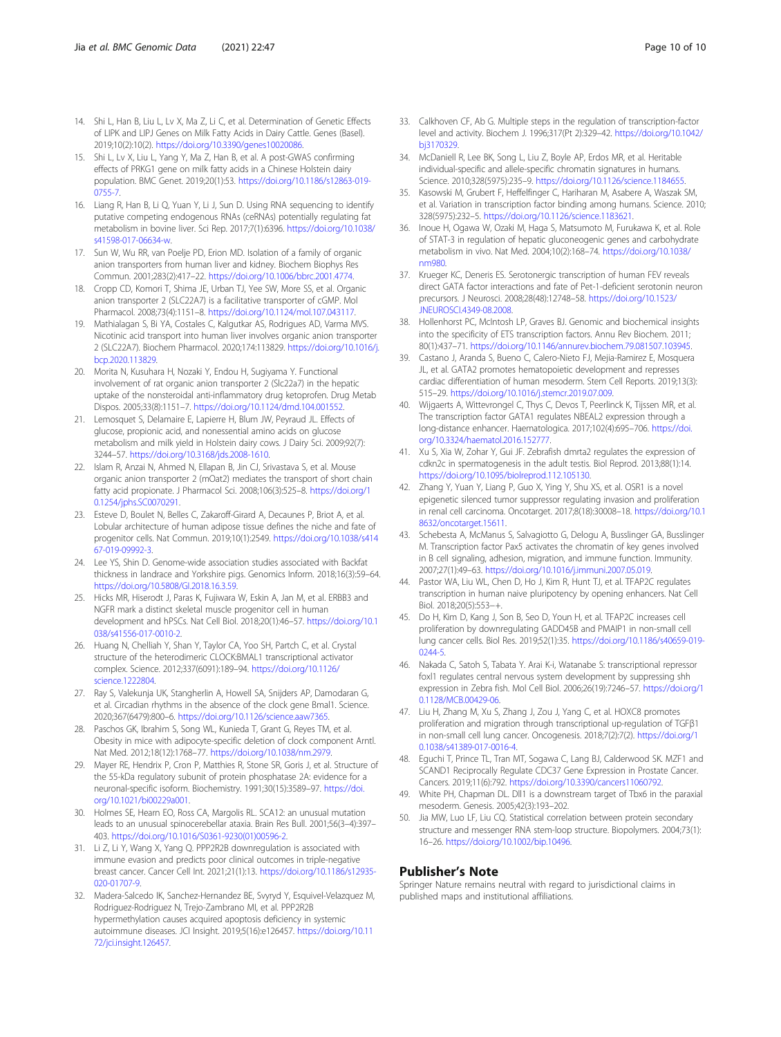14. Shi L, Han B, Liu L, Lv X, Ma Z, Li C, et al. Determination of Genetic Effects of LIPK and LIPJ Genes on Milk Fatty Acids in Dairy Cattle. Genes (Basel). 2019;10(2):10(2). https://doi.org/10.3390/genes10020086.
15. Shi L, Lv X, Liu L, Yang Y, Ma Z, Han B, et al. A post-GWAS confirming effects of PRKG1 gene on milk fatty acids in a Chinese Holstein dairy population. BMC Genet. 2019;20(1):53. https://doi.org/10.1186/s12863-019-0755-7.
16. Liang R, Han B, Li Q, Yuan Y, Li J, Sun D. Using RNA sequencing to identify putative competing endogenous RNAs (ceRNAs) potentially regulating fat metabolism in bovine liver. Sci Rep. 2017;7(1):6396. https://doi.org/10.1038/s41598-017-06634-w.
17. Sun W, Wu RR, van Poelje PD, Erion MD. Isolation of a family of organic anion transporters from human liver and kidney. Biochem Biophys Res Commun. 2001;283(2):417–22. https://doi.org/10.1006/bbrc.2001.4774.
18. Cropp CD, Komori T, Shima JE, Urban TJ, Yee SW, More SS, et al. Organic anion transporter 2 (SLC22A7) is a facilitative transporter of cGMP. Mol Pharmacol. 2008;73(4):1151–8. https://doi.org/10.1124/mol.107.043117.
19. Mathialagan S, Bi YA, Costales C, Kalgutkar AS, Rodrigues AD, Varma MVS. Nicotinic acid transport into human liver involves organic anion transporter 2 (SLC22A7). Biochem Pharmacol. 2020;174:113829. https://doi.org/10.1016/j.bcp.2020.113829.
20. Morita N, Kusuhara H, Nozaki Y, Endou H, Sugiyama Y. Functional involvement of rat organic anion transporter 2 (Slc22a7) in the hepatic uptake of the nonsteroidal anti-inflammatory drug ketoprofen. Drug Metab Dispos. 2005;33(8):1151–7. https://doi.org/10.1124/dmd.104.001552.
21. Lemosquet S, Delamaire E, Lapierre H, Blum JW, Peyraud JL. Effects of glucose, propionic acid, and nonessential amino acids on glucose metabolism and milk yield in Holstein dairy cows. J Dairy Sci. 2009;92(7):3244–57. https://doi.org/10.3168/jds.2008-1610.
22. Islam R, Anzai N, Ahmed N, Ellapan B, Jin CJ, Srivastava S, et al. Mouse organic anion transporter 2 (mOat2) mediates the transport of short chain fatty acid propionate. J Pharmacol Sci. 2008;106(3):525–8. https://doi.org/10.1254/jphs.SC0070291.
23. Esteve D, Boulet N, Belles C, Zakaroff-Girard A, Decaunes P, Briot A, et al. Lobular architecture of human adipose tissue defines the niche and fate of progenitor cells. Nat Commun. 2019;10(1):2549. https://doi.org/10.1038/s41467-019-09992-3.
24. Lee YS, Shin D. Genome-wide association studies associated with Backfat thickness in landrace and Yorkshire pigs. Genomics Inform. 2018;16(3):59–64. https://doi.org/10.5808/GI.2018.16.3.59.
25. Hicks MR, Hiserodt J, Paras K, Fujiwara W, Eskin A, Jan M, et al. ERBB3 and NGFR mark a distinct skeletal muscle progenitor cell in human development and hPSCs. Nat Cell Biol. 2018;20(1):46–57. https://doi.org/10.1038/s41556-017-0010-2.
26. Huang N, Chelliah Y, Shan Y, Taylor CA, Yoo SH, Partch C, et al. Crystal structure of the heterodimeric CLOCK:BMAL1 transcriptional activator complex. Science. 2012;337(6091):189–94. https://doi.org/10.1126/science.1222804.
27. Ray S, Valekunja UK, Stangherlin A, Howell SA, Snijders AP, Damodaran G, et al. Circadian rhythms in the absence of the clock gene Bmal1. Science. 2020;367(6479):800–6. https://doi.org/10.1126/science.aaw7365.
28. Paschos GK, Ibrahim S, Song WL, Kunieda T, Grant G, Reyes TM, et al. Obesity in mice with adipocyte-specific deletion of clock component Arntl. Nat Med. 2012;18(12):1768–77. https://doi.org/10.1038/nm.2979.
29. Mayer RE, Hendrix P, Cron P, Matthies R, Stone SR, Goris J, et al. Structure of the 55-kDa regulatory subunit of protein phosphatase 2A: evidence for a neuronal-specific isoform. Biochemistry. 1991;30(15):3589–97. https://doi.org/10.1021/bi00229a001.
30. Holmes SE, Hearn EO, Ross CA, Margolis RL. SCA12: an unusual mutation leads to an unusual spinocerebellar ataxia. Brain Res Bull. 2001;56(3–4):397–403. https://doi.org/10.1016/S0361-9230(01)00596-2.
31. Li Z, Li Y, Wang X, Yang Q. PPP2R2B downregulation is associated with immune evasion and predicts poor clinical outcomes in triple-negative breast cancer. Cancer Cell Int. 2021;21(1):13. https://doi.org/10.1186/s12935-020-01707-9.
32. Madera-Salcedo IK, Sanchez-Hernandez BE, Svyryd Y, Esquivel-Velazquez M, Rodriguez-Rodriguez N, Trejo-Zambrano MI, et al. PPP2R2B hypermethylation causes acquired apoptosis deficiency in systemic autoimmune diseases. JCI Insight. 2019;5(16):e126457. https://doi.org/10.1172/jci.insight.126457.
33. Calkhoven CF, Ab G. Multiple steps in the regulation of transcription-factor level and activity. Biochem J. 1996;317(Pt 2):329–42. https://doi.org/10.1042/bj3170329.
34. McDaniell R, Lee BK, Song L, Liu Z, Boyle AP, Erdos MR, et al. Heritable individual-specific and allele-specific chromatin signatures in humans. Science. 2010;328(5975):235–9. https://doi.org/10.1126/science.1184655.
35. Kasowski M, Grubert F, Heffelfinger C, Hariharan M, Asabere A, Waszak SM, et al. Variation in transcription factor binding among humans. Science. 2010;328(5975):232–5. https://doi.org/10.1126/science.1183621.
36. Inoue H, Ogawa W, Ozaki M, Haga S, Matsumoto M, Furukawa K, et al. Role of STAT-3 in regulation of hepatic gluconeogenic genes and carbohydrate metabolism in vivo. Nat Med. 2004;10(2):168–74. https://doi.org/10.1038/nm980.
37. Krueger KC, Deneris ES. Serotonergic transcription of human FEV reveals direct GATA factor interactions and fate of Pet-1-deficient serotonin neuron precursors. J Neurosci. 2008;28(48):12748–58. https://doi.org/10.1523/JNEUROSCI.4349-08.2008.
38. Hollenhorst PC, McIntosh LP, Graves BJ. Genomic and biochemical insights into the specificity of ETS transcription factors. Annu Rev Biochem. 2011;80(1):437–71. https://doi.org/10.1146/annurev.biochem.79.081507.103945.
39. Castano J, Aranda S, Bueno C, Calero-Nieto FJ, Mejia-Ramirez E, Mosquera JL, et al. GATA2 promotes hematopoietic development and represses cardiac differentiation of human mesoderm. Stem Cell Reports. 2019;13(3):515–29. https://doi.org/10.1016/j.stemcr.2019.07.009.
40. Wijgaerts A, Wittevrongel C, Thys C, Devos T, Peerlinck K, Tijssen MR, et al. The transcription factor GATA1 regulates NBEAL2 expression through a long-distance enhancer. Haematologica. 2017;102(4):695–706. https://doi.org/10.3324/haematol.2016.152777.
41. Xu S, Xia W, Zohar Y, Gui JF. Zebrafish dmrta2 regulates the expression of cdkn2c in spermatogenesis in the adult testis. Biol Reprod. 2013;88(1):14. https://doi.org/10.1095/biolreprod.112.105130.
42. Zhang Y, Yuan Y, Liang P, Guo X, Ying Y, Shu XS, et al. OSR1 is a novel epigenetic silenced tumor suppressor regulating invasion and proliferation in renal cell carcinoma. Oncotarget. 2017;8(18):30008–18. https://doi.org/10.18632/oncotarget.15611.
43. Schebesta A, McManus S, Salvagiotto G, Delogu A, Busslinger GA, Busslinger M. Transcription factor Pax5 activates the chromatin of key genes involved in B cell signaling, adhesion, migration, and immune function. Immunity. 2007;27(1):49–63. https://doi.org/10.1016/j.immuni.2007.05.019.
44. Pastor WA, Liu WL, Chen D, Ho J, Kim R, Hunt TJ, et al. TFAP2C regulates transcription in human naive pluripotency by opening enhancers. Nat Cell Biol. 2018;20(5):553–+.
45. Do H, Kim D, Kang J, Son B, Seo D, Youn H, et al. TFAP2C increases cell proliferation by downregulating GADD45B and PMAIP1 in non-small cell lung cancer cells. Biol Res. 2019;52(1):35. https://doi.org/10.1186/s40659-019-0244-5.
46. Nakada C, Satoh S, Tabata Y. Arai K-i, Watanabe S: transcriptional repressor foxl1 regulates central nervous system development by suppressing shh expression in Zebra fish. Mol Cell Biol. 2006;26(19):7246–57. https://doi.org/10.1128/MCB.00429-06.
47. Liu H, Zhang M, Xu S, Zhang J, Zou J, Yang C, et al. HOXC8 promotes proliferation and migration through transcriptional up-regulation of TGFβ1 in non-small cell lung cancer. Oncogenesis. 2018;7(2):7(2). https://doi.org/10.1038/s41389-017-0016-4.
48. Eguchi T, Prince TL, Tran MT, Sogawa C, Lang BJ, Calderwood SK. MZF1 and SCAND1 Reciprocally Regulate CDC37 Gene Expression in Prostate Cancer. Cancers. 2019;11(6):792. https://doi.org/10.3390/cancers11060792.
49. White PH, Chapman DL. Dll1 is a downstream target of Tbx6 in the paraxial mesoderm. Genesis. 2005;42(3):193–202.
50. Jia MW, Luo LF, Liu CQ. Statistical correlation between protein secondary structure and messenger RNA stem-loop structure. Biopolymers. 2004;73(1):16–26. https://doi.org/10.1002/bip.10496.

## Publisher's Note

Springer Nature remains neutral with regard to jurisdictional claims in published maps and institutional affiliations.